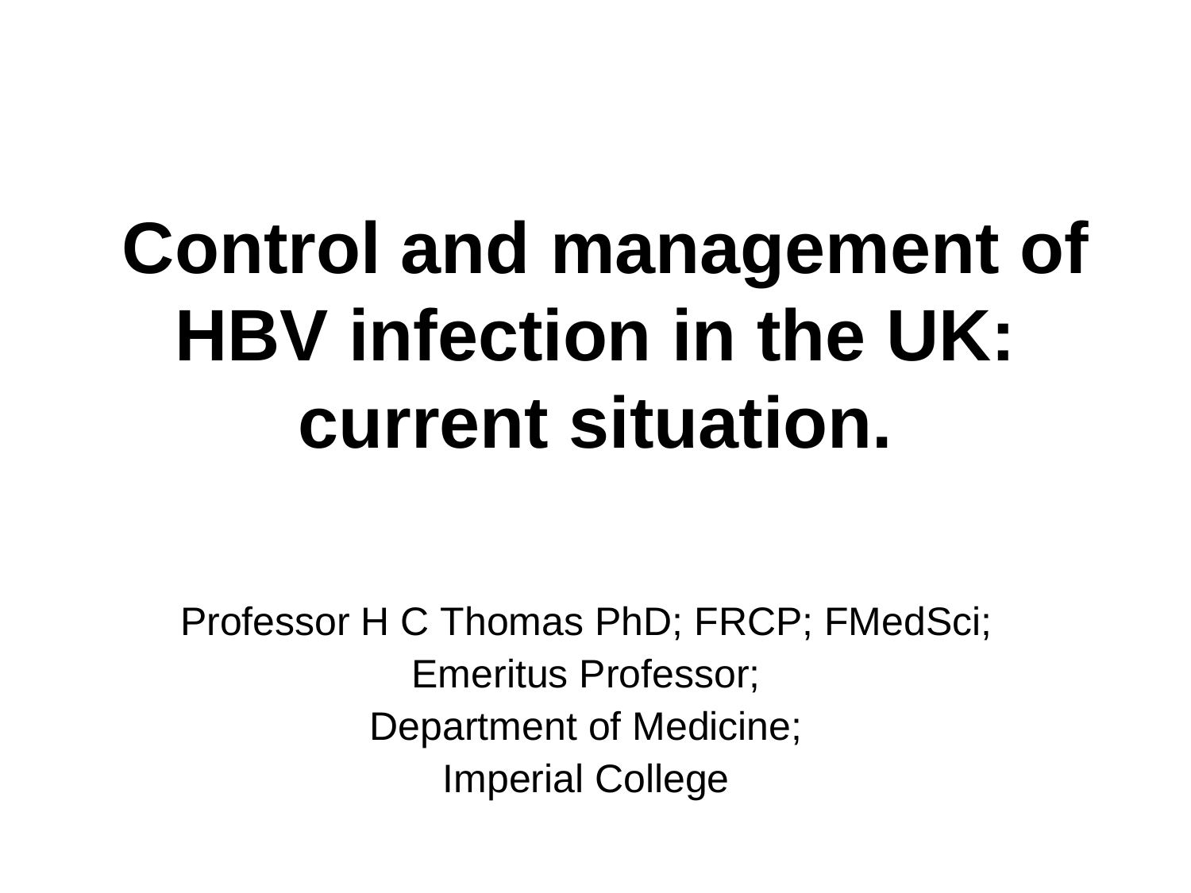# Control and management of HBV infection in the UK: current situation.

Professor H C Thomas PhD; FRCP; FMedSci;

Emeritus Professor;

Department of Medicine;

Imperial College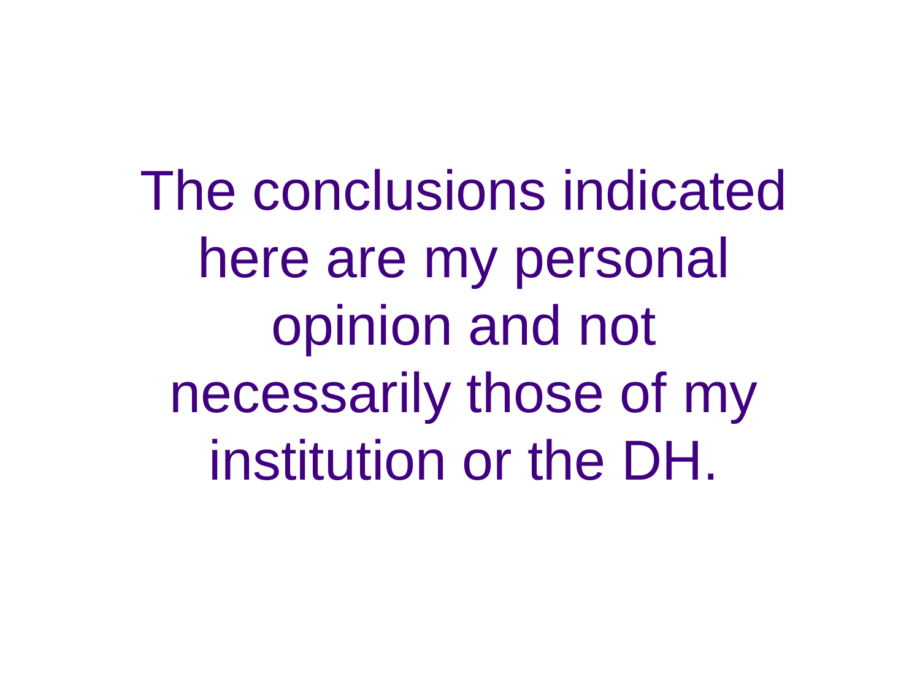The conclusions indicated here are my personal opinion and not necessarily those of my institution or the DH.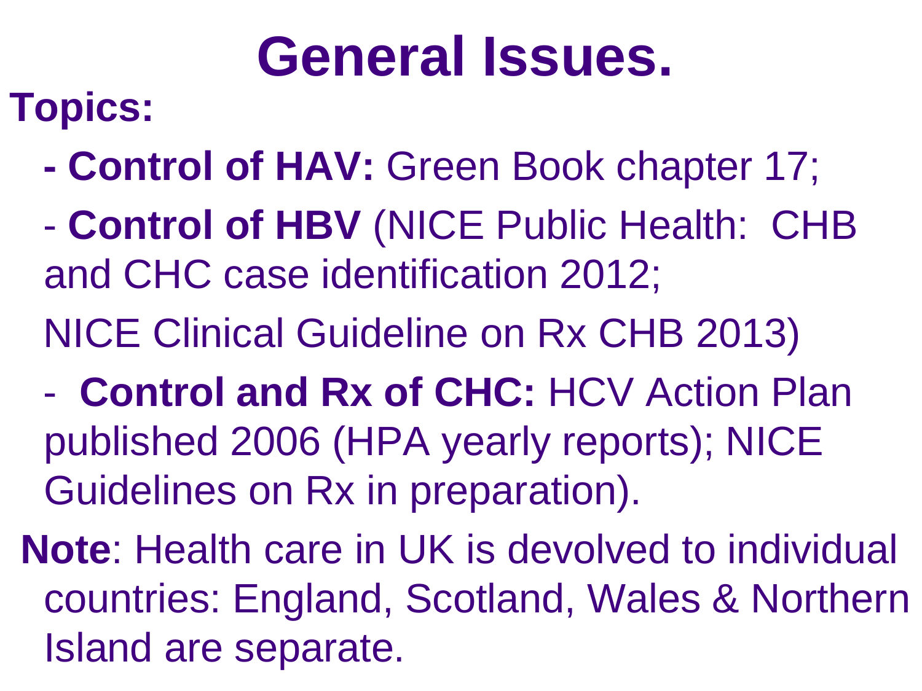# General Issues.

**Topics:**

- **Control of HAV:** Green Book chapter 17;
- **Control of HBV** (NICE Public Health: CHB and CHC case identification 2012;

  NICE Clinical Guideline on Rx CHB 2013)
- **Control and Rx of CHC:** HCV Action Plan published 2006 (HPA yearly reports); NICE Guidelines on Rx in preparation).

**Note**: Health care in UK is devolved to individual countries: England, Scotland, Wales & Northern Island are separate.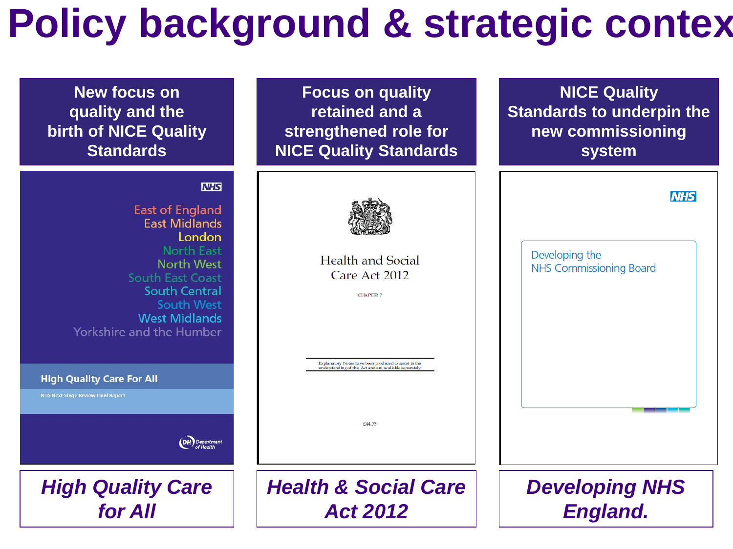# Policy background & strategic contex

| New focus on quality and the birth of NICE Quality Standards | Focus on quality retained and a strengthened role for NICE Quality Standards | NICE Quality Standards to underpin the new commissioning system |
|---|---|---|
| NHS<br>East of England<br>East Midlands<br>London<br>North East<br>North West<br>South East Coast<br>South Central<br>South West<br>West Midlands<br>Yorkshire and the Humber<br>High Quality Care For All<br>NHS Next Stage Review Final Report<br>DH Department of Health | Health and Social Care Act 2012<br>CHAPTER 7<br>Explanatory Notes have been produced to assist in the understanding of this Act and are available separately<br>£44.75 | NHS<br>Developing the NHS Commissioning Board |
| ***High Quality Care for All*** | ***Health & Social Care Act 2012*** | ***Developing NHS England.*** |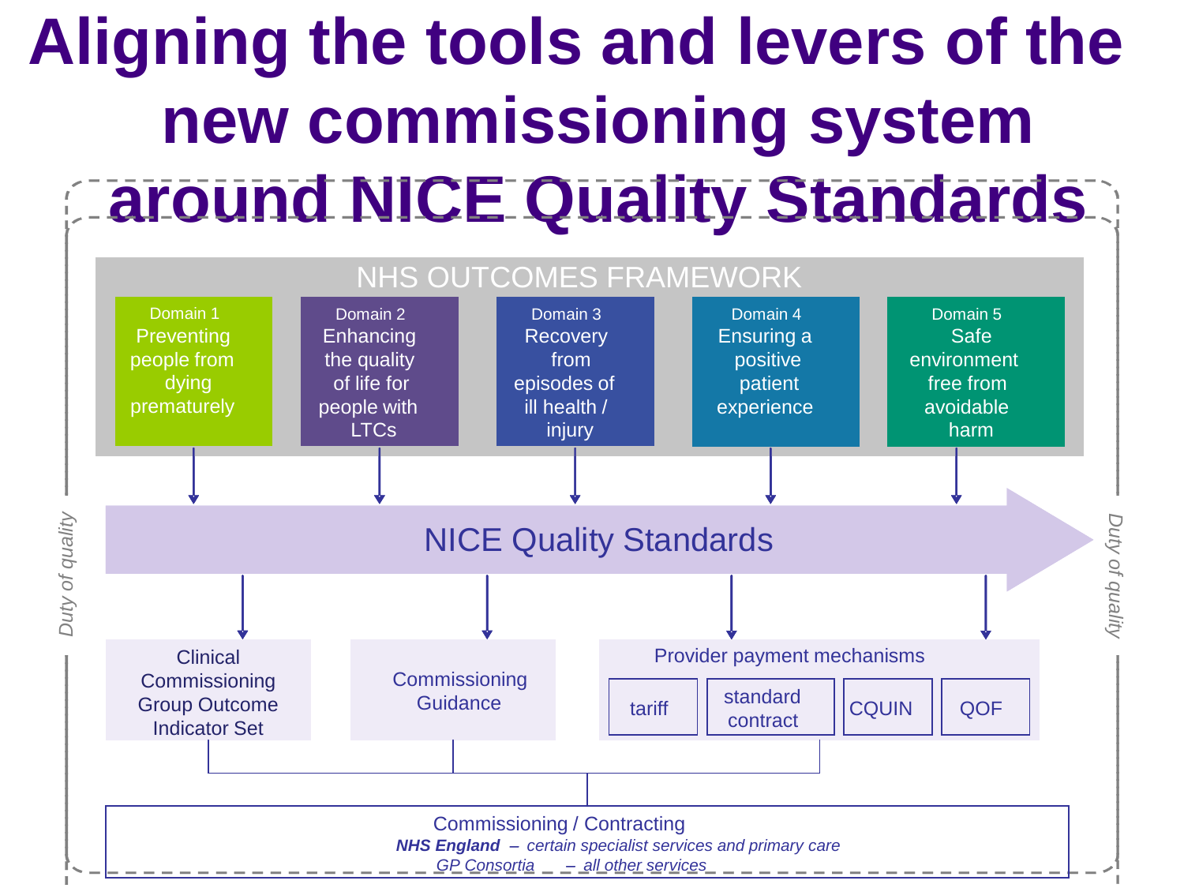# Aligning the tools and levers of the new commissioning system around NICE Quality Standards

## NHS OUTCOMES FRAMEWORK

- **Domain 1** Preventing people from dying prematurely
- **Domain 2** Enhancing the quality of life for people with LTCs
- **Domain 3** Recovery from episodes of ill health / injury
- **Domain 4** Ensuring a positive patient experience
- **Domain 5** Safe environment free from avoidable harm

## NICE Quality Standards

- Clinical Commissioning Group Outcome Indicator Set
- Commissioning Guidance
- Provider payment mechanisms
  - tariff
  - standard contract
  - CQUIN
  - QOF

**Commissioning / Contracting**

***NHS England*** *– certain specialist services and primary care*

*GP Consortia – all other services*

*Duty of quality*

*Duty of quality*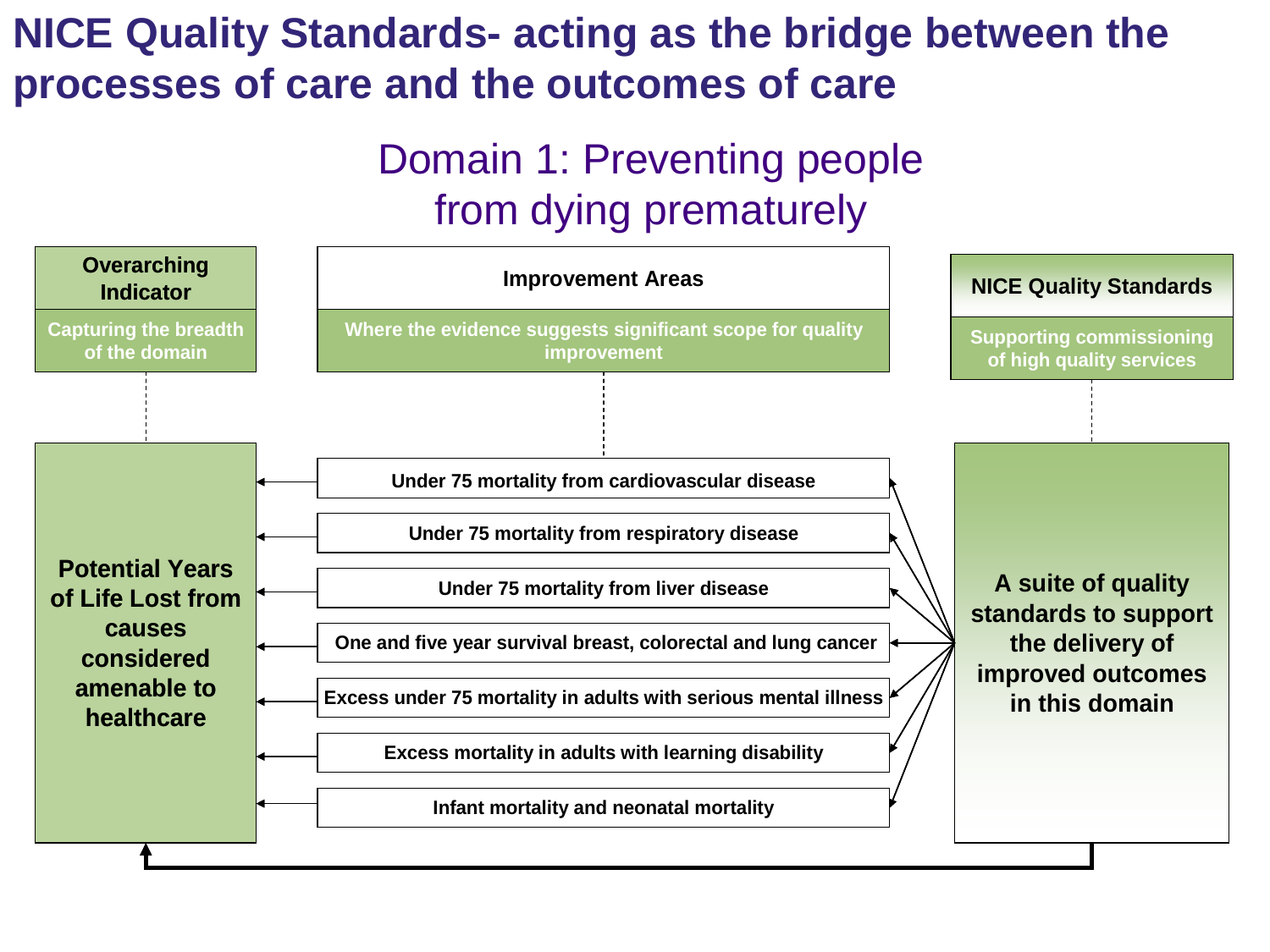# NICE Quality Standards- acting as the bridge between the processes of care and the outcomes of care

## Domain 1: Preventing people from dying prematurely

**Overarching Indicator**

Capturing the breadth of the domain

**Potential Years of Life Lost from causes considered amenable to healthcare**

**Improvement Areas**

Where the evidence suggests significant scope for quality improvement

- Under 75 mortality from cardiovascular disease
- Under 75 mortality from respiratory disease
- Under 75 mortality from liver disease
- One and five year survival breast, colorectal and lung cancer
- Excess under 75 mortality in adults with serious mental illness
- Excess mortality in adults with learning disability
- Infant mortality and neonatal mortality

**NICE Quality Standards**

Supporting commissioning of high quality services

**A suite of quality standards to support the delivery of improved outcomes in this domain**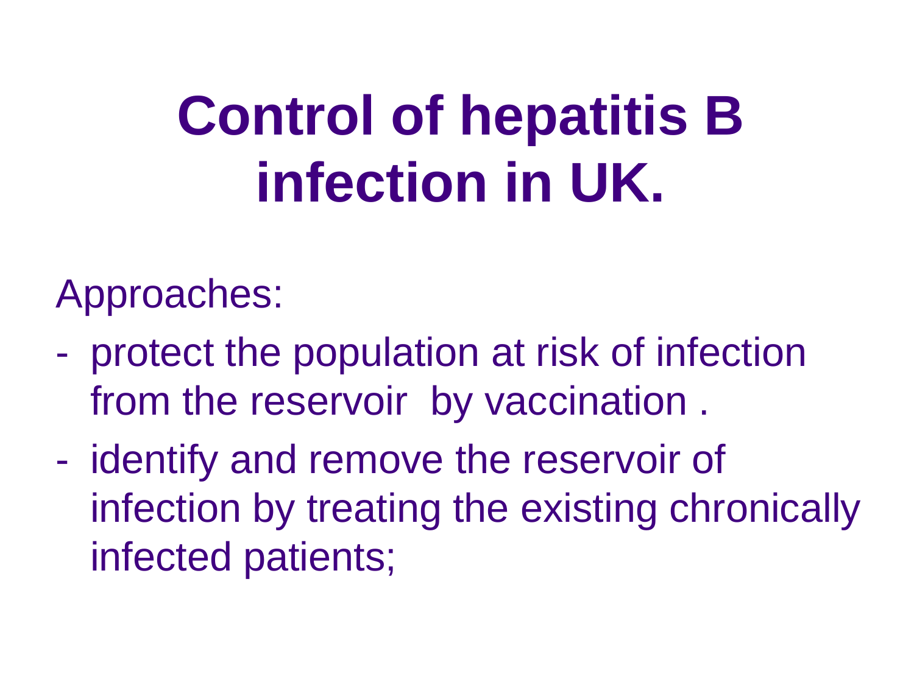# Control of hepatitis B infection in UK.

Approaches:

- protect the population at risk of infection from the reservoir  by vaccination .
- identify and remove the reservoir of infection by treating the existing chronically infected patients;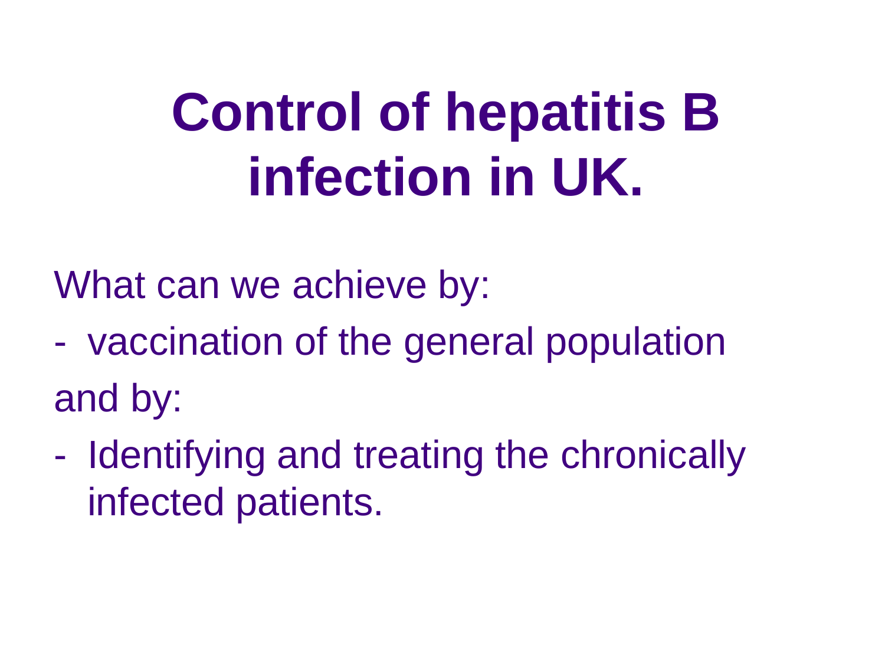# Control of hepatitis B infection in UK.

What can we achieve by:

- vaccination of the general population

and by:

- Identifying and treating the chronically infected patients.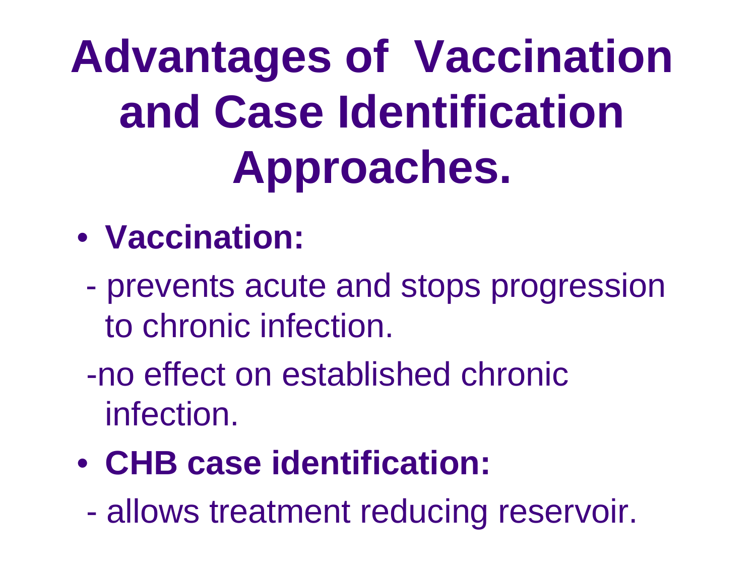# Advantages of Vaccination and Case Identification Approaches.

- **Vaccination:**
  - prevents acute and stops progression to chronic infection.
  - no effect on established chronic infection.
- **CHB case identification:**
  - allows treatment reducing reservoir.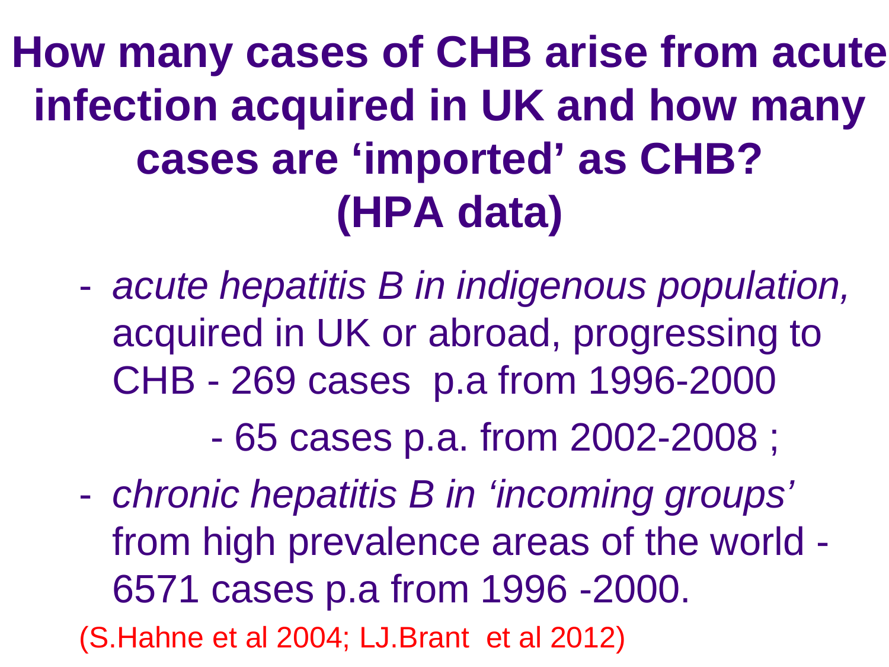# How many cases of CHB arise from acute infection acquired in UK and how many cases are 'imported' as CHB? (HPA data)

- *acute hepatitis B in indigenous population,* acquired in UK or abroad, progressing to CHB - 269 cases p.a from 1996-2000

  - 65 cases p.a. from 2002-2008 ;

- *chronic hepatitis B in 'incoming groups'* from high prevalence areas of the world - 6571 cases p.a from 1996 -2000.

(S.Hahne et al 2004; LJ.Brant et al 2012)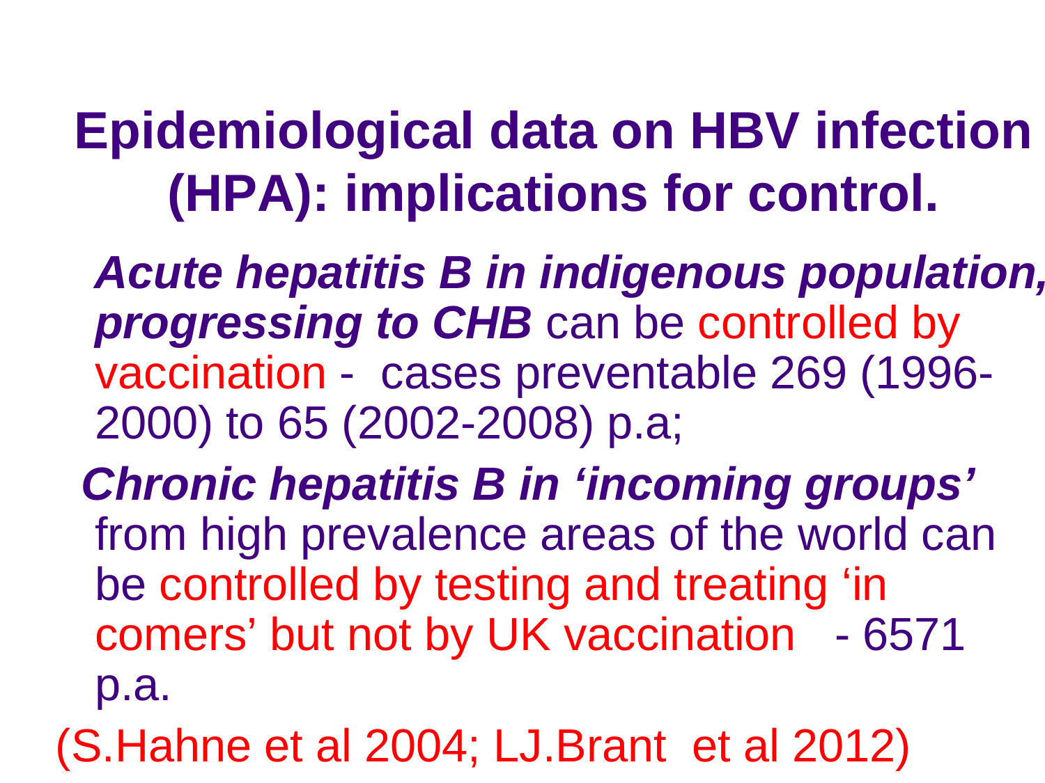# Epidemiological data on HBV infection (HPA): implications for control.

***Acute hepatitis B in indigenous population, progressing to CHB*** can be controlled by vaccination - cases preventable 269 (1996-2000) to 65 (2002-2008) p.a;

***Chronic hepatitis B in 'incoming groups'*** from high prevalence areas of the world can be controlled by testing and treating 'in comers' but not by UK vaccination - 6571 p.a.

(S.Hahne et al 2004; LJ.Brant et al 2012)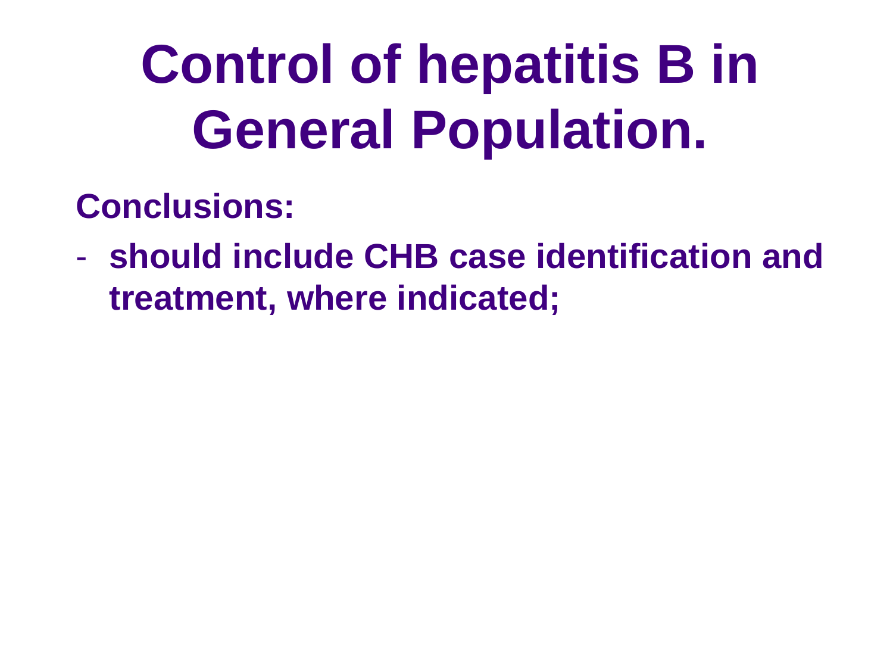# Control of hepatitis B in General Population.

**Conclusions:**

- **should include CHB case identification and treatment, where indicated;**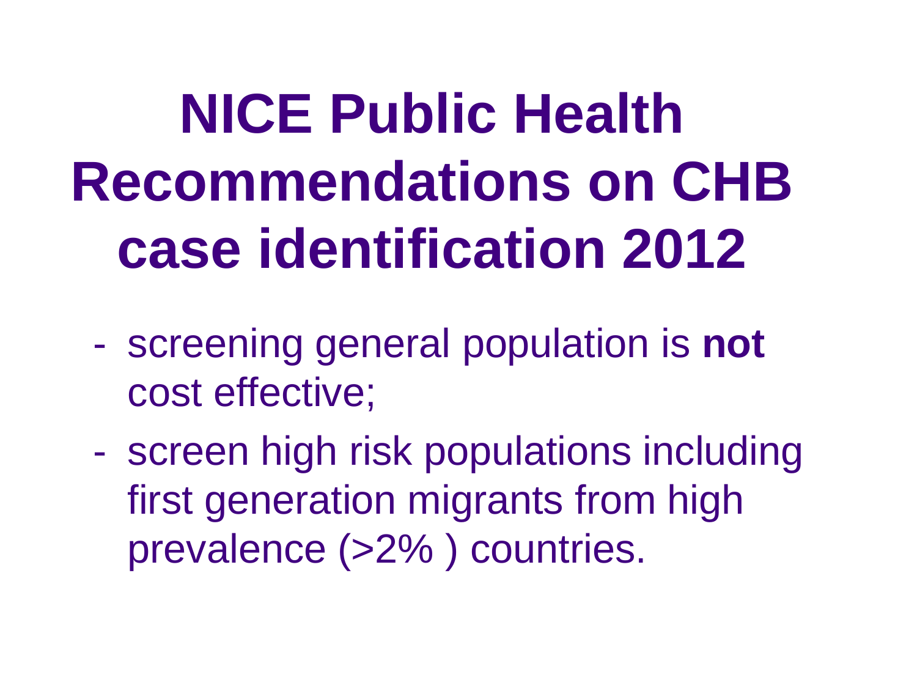# NICE Public Health Recommendations on CHB case identification 2012

- screening general population is **not** cost effective;
- screen high risk populations including first generation migrants from high prevalence (>2% ) countries.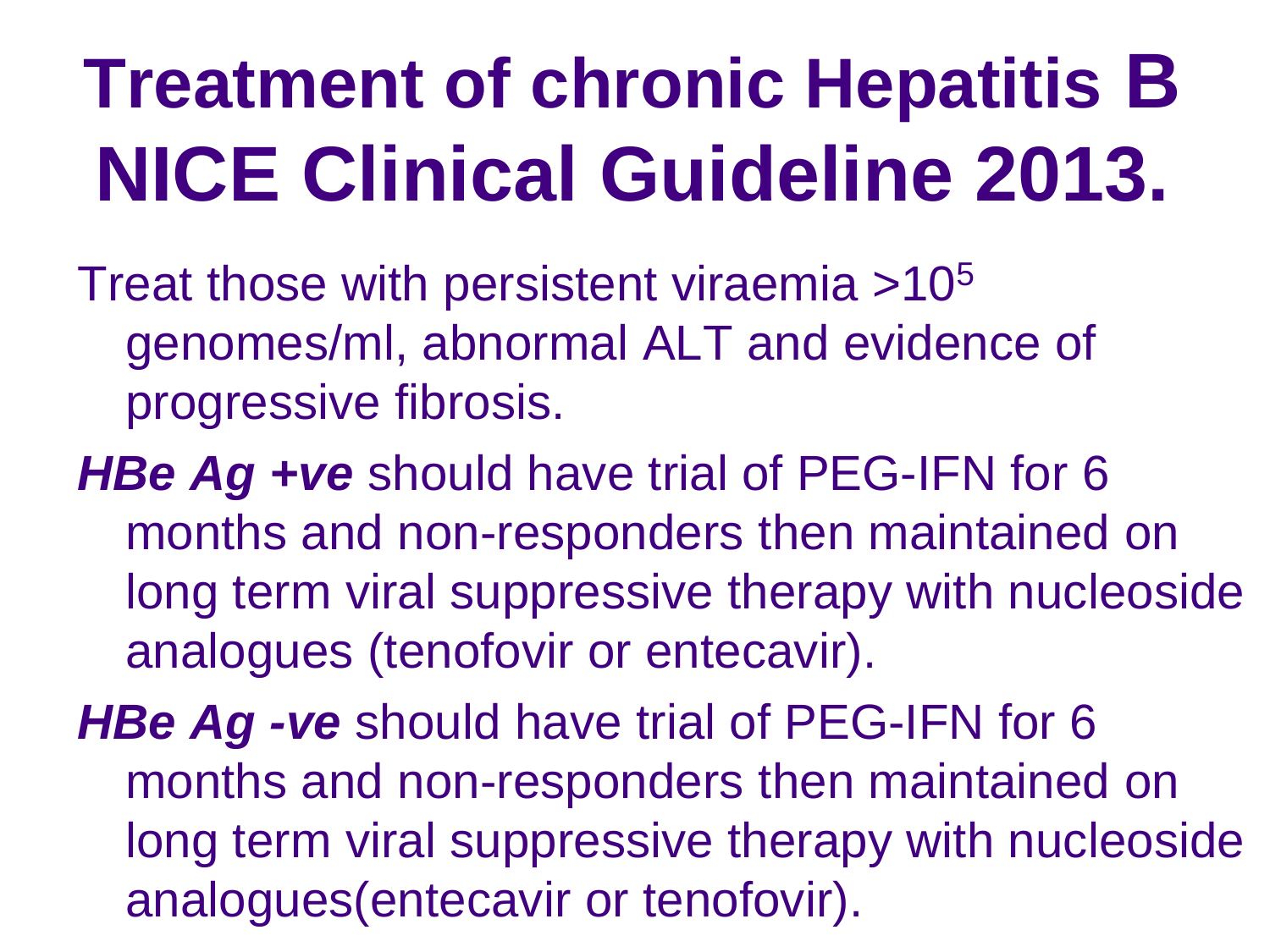# Treatment of chronic Hepatitis B NICE Clinical Guideline 2013.

Treat those with persistent viraemia $>10^5$ genomes/ml, abnormal ALT and evidence of progressive fibrosis.

***HBe Ag +ve*** should have trial of PEG-IFN for 6 months and non-responders then maintained on long term viral suppressive therapy with nucleoside analogues (tenofovir or entecavir).

***HBe Ag -ve*** should have trial of PEG-IFN for 6 months and non-responders then maintained on long term viral suppressive therapy with nucleoside analogues(entecavir or tenofovir).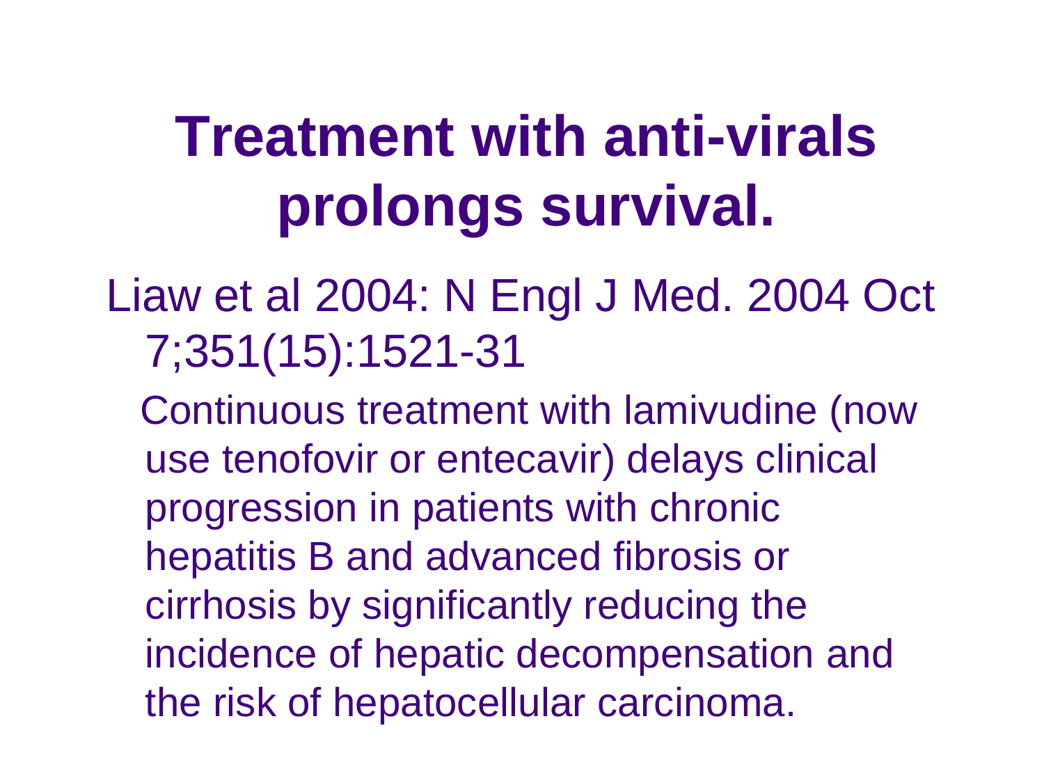# Treatment with anti-virals prolongs survival.

Liaw et al 2004: N Engl J Med. 2004 Oct 7;351(15):1521-31

Continuous treatment with lamivudine (now use tenofovir or entecavir) delays clinical progression in patients with chronic hepatitis B and advanced fibrosis or cirrhosis by significantly reducing the incidence of hepatic decompensation and the risk of hepatocellular carcinoma.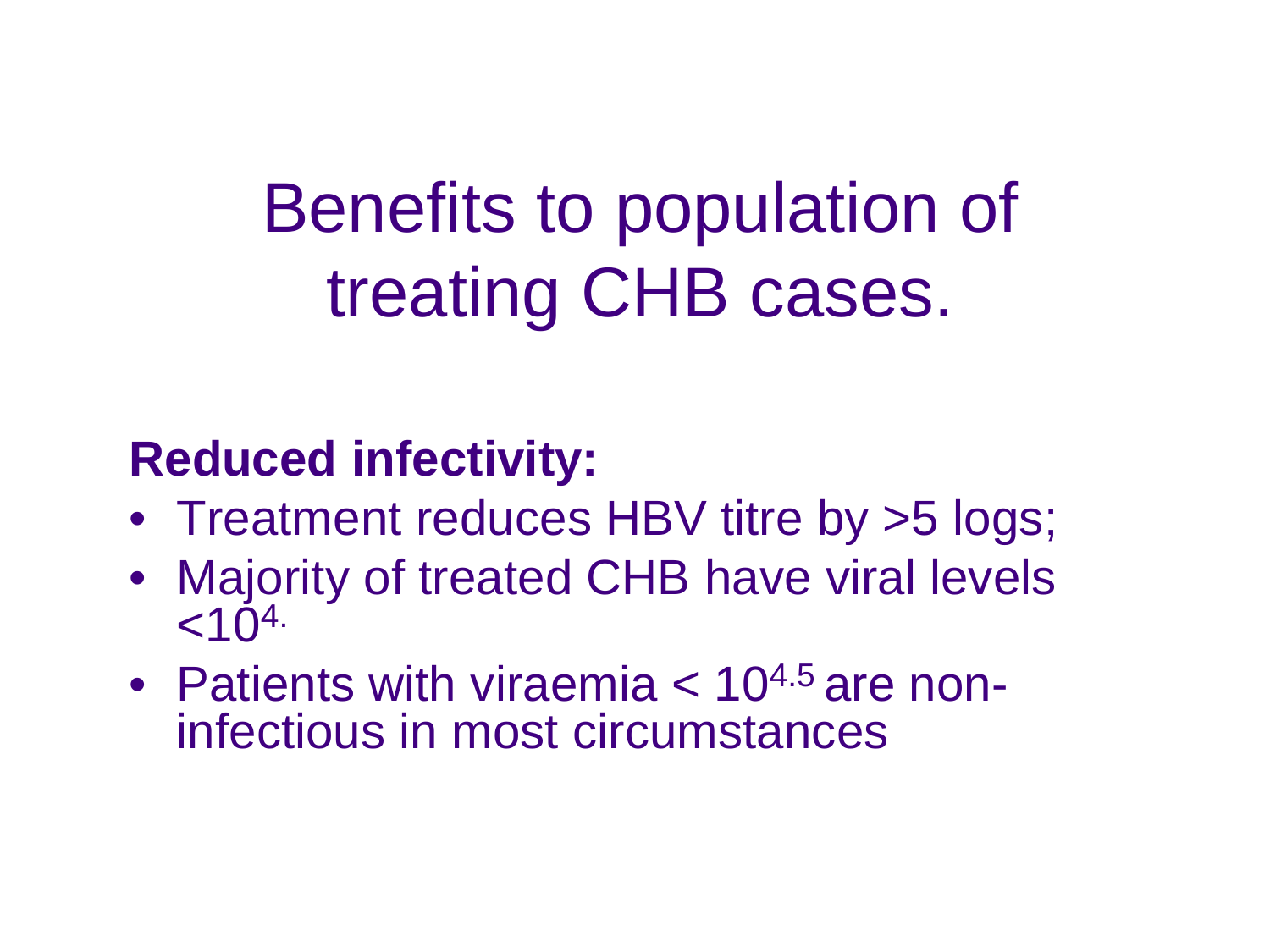# Benefits to population of treating CHB cases.

**Reduced infectivity:**

- Treatment reduces HBV titre by >5 logs;
- Majority of treated CHB have viral levels $<10^{4}$.
- Patients with viraemia $< 10^{4.5}$ are non-infectious in most circumstances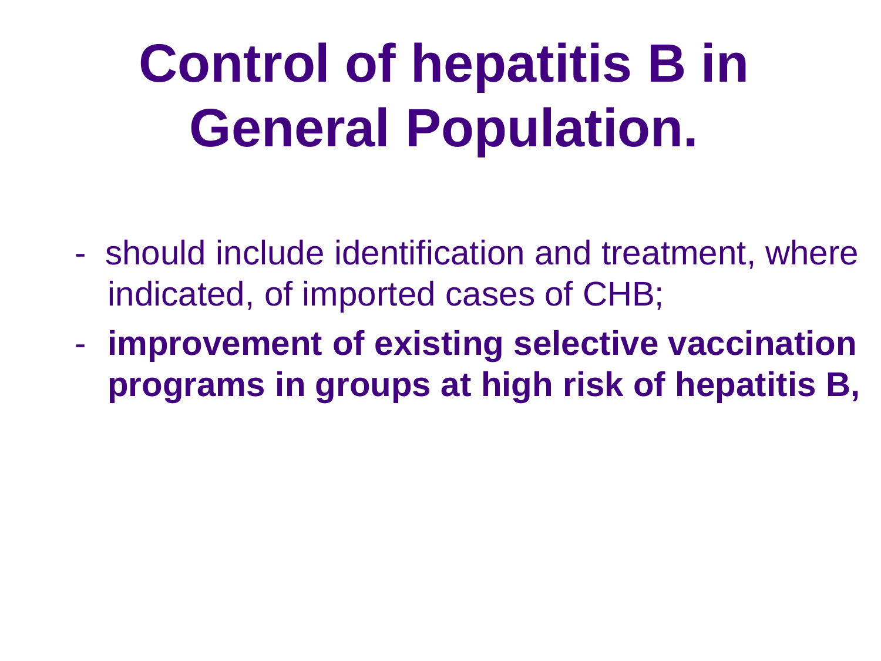# Control of hepatitis B in General Population.

- should include identification and treatment, where indicated, of imported cases of CHB;
- **improvement of existing selective vaccination programs in groups at high risk of hepatitis B,**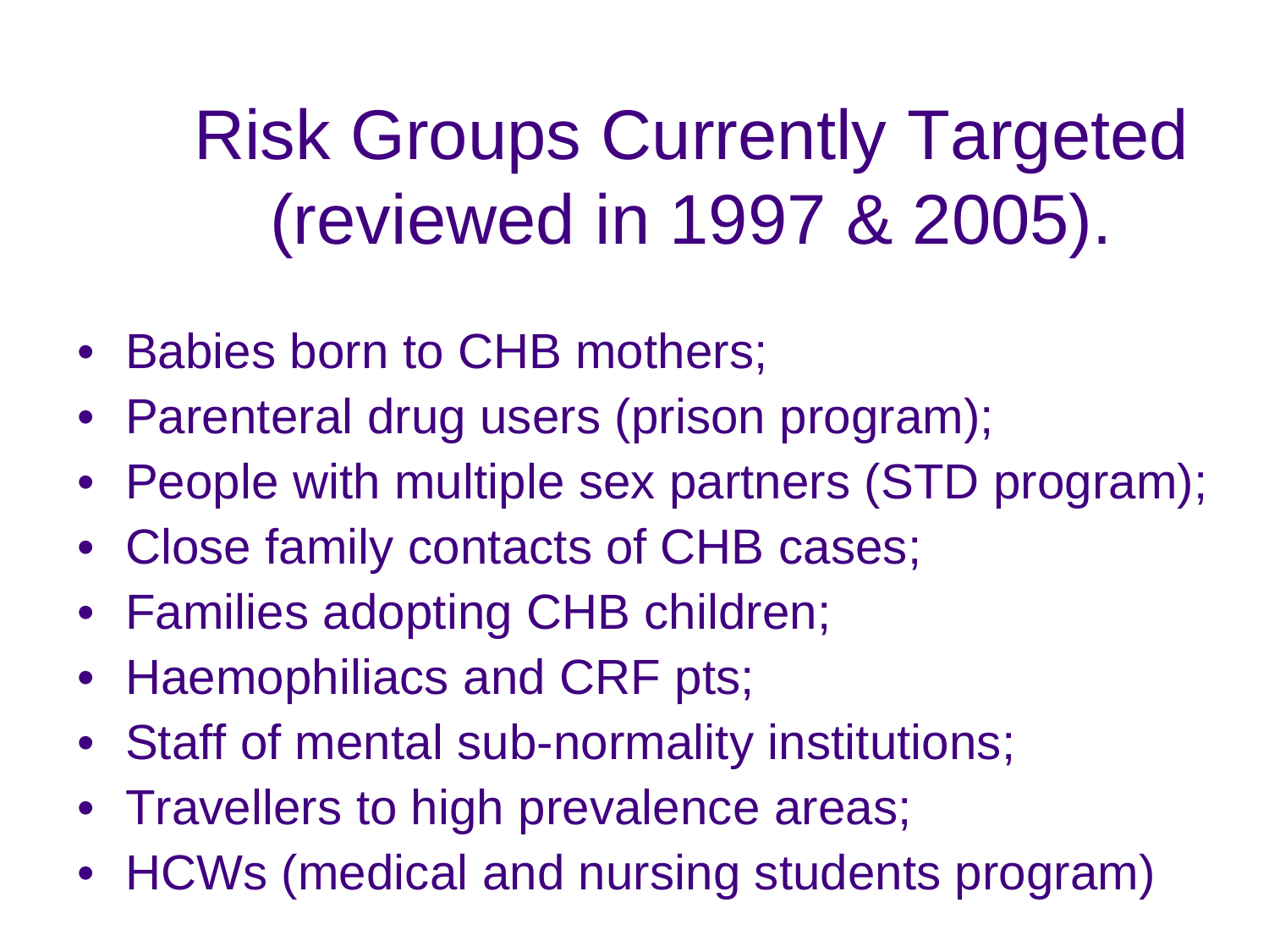# Risk Groups Currently Targeted (reviewed in 1997 & 2005).

- Babies born to CHB mothers;
- Parenteral drug users (prison program);
- People with multiple sex partners (STD program);
- Close family contacts of CHB cases;
- Families adopting CHB children;
- Haemophiliacs and CRF pts;
- Staff of mental sub-normality institutions;
- Travellers to high prevalence areas;
- HCWs (medical and nursing students program)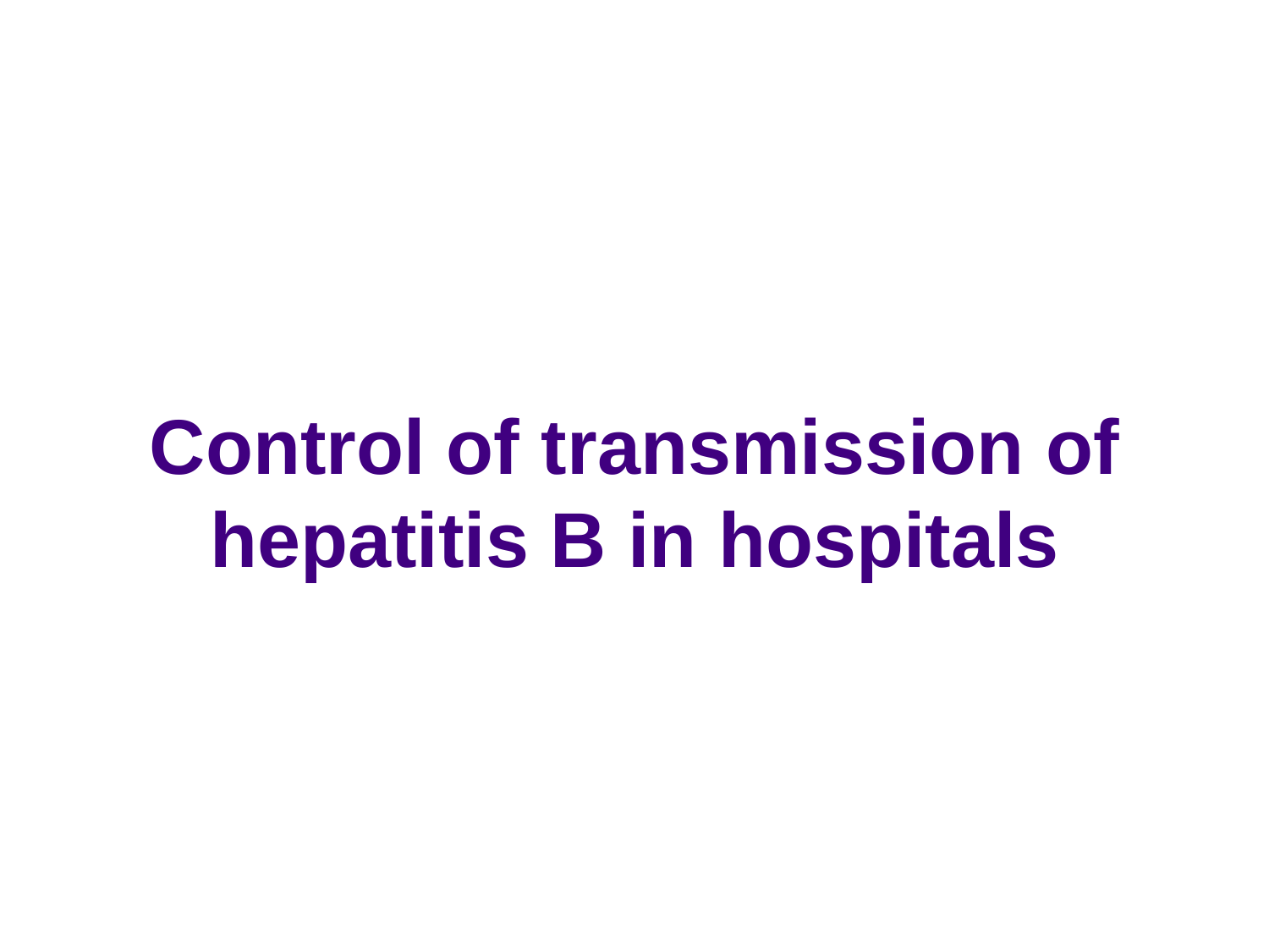# Control of transmission of hepatitis B in hospitals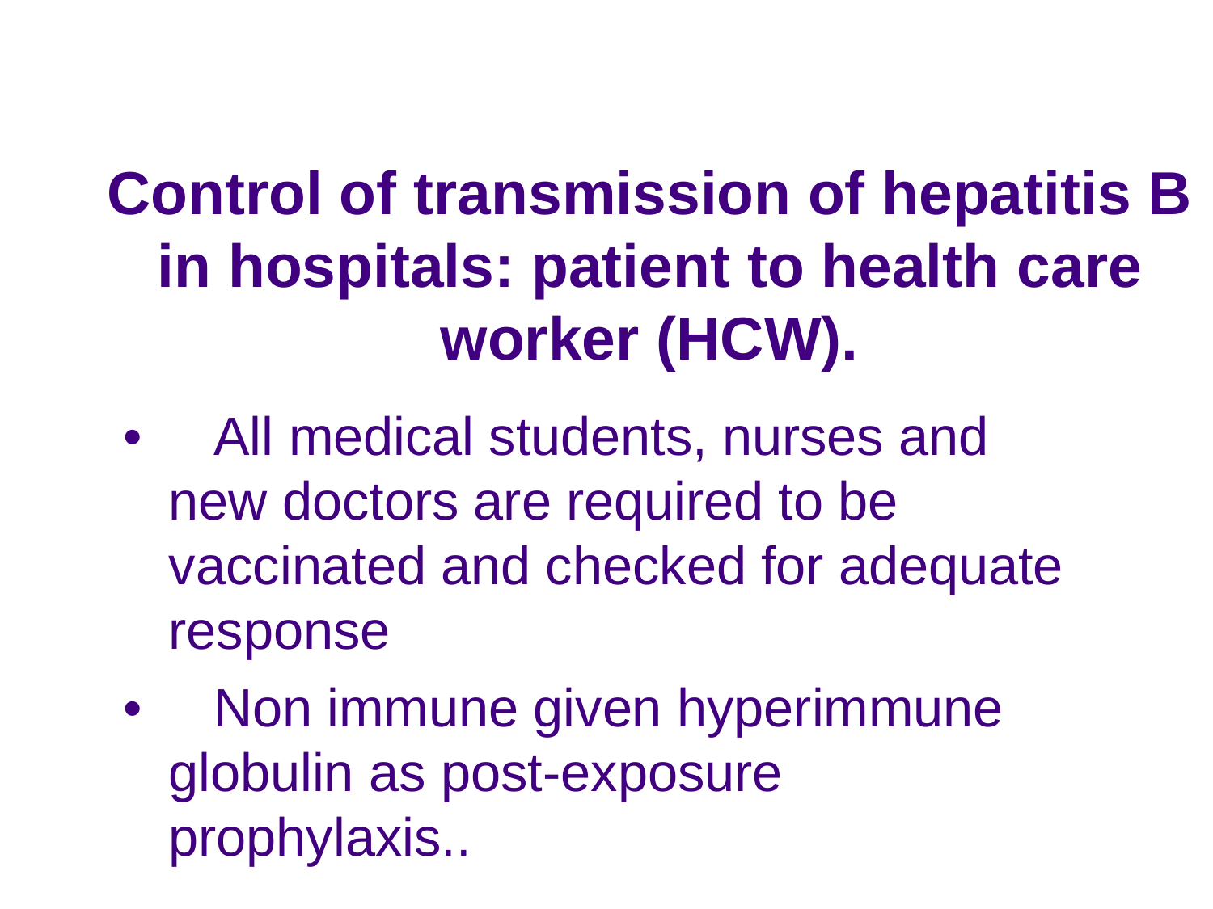# Control of transmission of hepatitis B in hospitals: patient to health care worker (HCW).

- All medical students, nurses and new doctors are required to be vaccinated and checked for adequate response
- Non immune given hyperimmune globulin as post-exposure prophylaxis..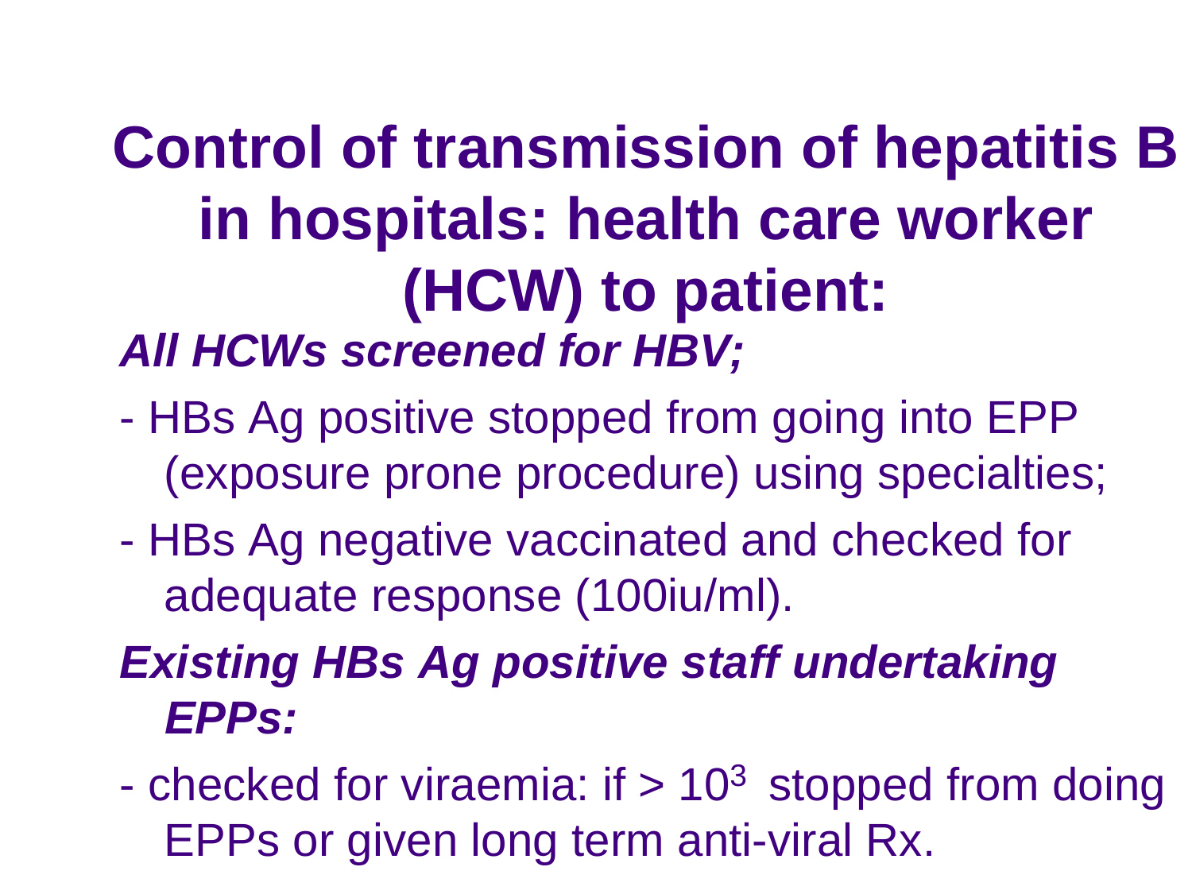# Control of transmission of hepatitis B in hospitals: health care worker (HCW) to patient:

***All HCWs screened for HBV;***

- HBs Ag positive stopped from going into EPP (exposure prone procedure) using specialties;
- HBs Ag negative vaccinated and checked for adequate response (100iu/ml).

***Existing HBs Ag positive staff undertaking EPPs:***

- checked for viraemia: if > $10^3$ stopped from doing EPPs or given long term anti-viral Rx.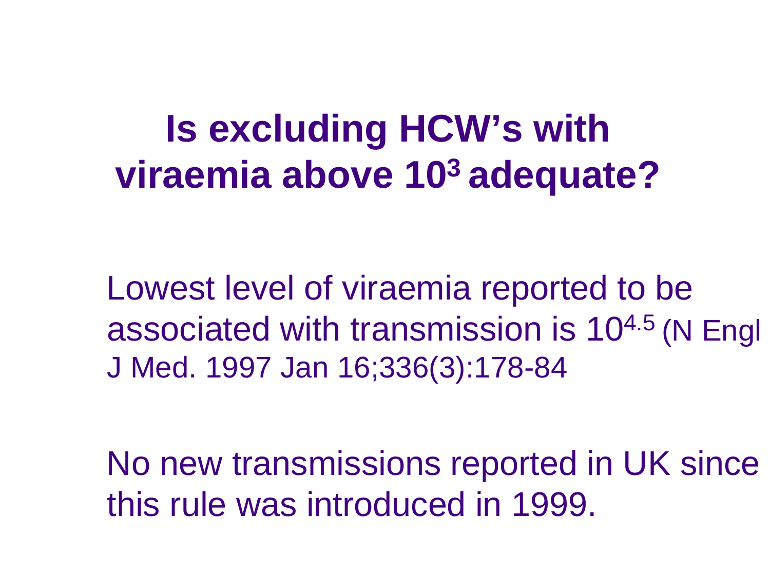# Is excluding HCW's with viraemia above $10^3$ adequate?

Lowest level of viraemia reported to be associated with transmission is $10^{4.5}$ (N Engl J Med. 1997 Jan 16;336(3):178-84

No new transmissions reported in UK since this rule was introduced in 1999.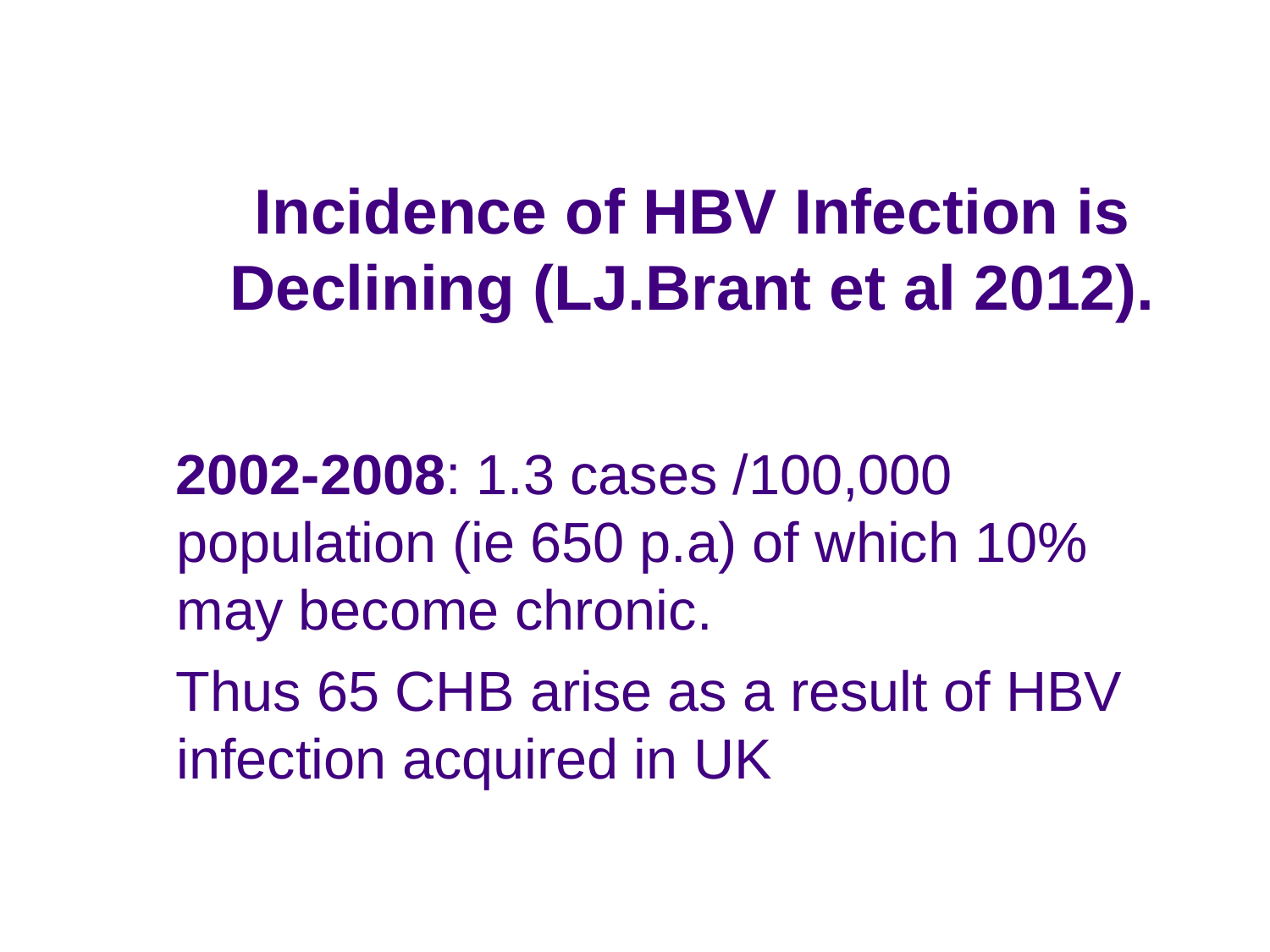# Incidence of HBV Infection is Declining (LJ.Brant et al 2012).

**2002-2008**: 1.3 cases /100,000 population (ie 650 p.a) of which 10% may become chronic.

Thus 65 CHB arise as a result of HBV infection acquired in UK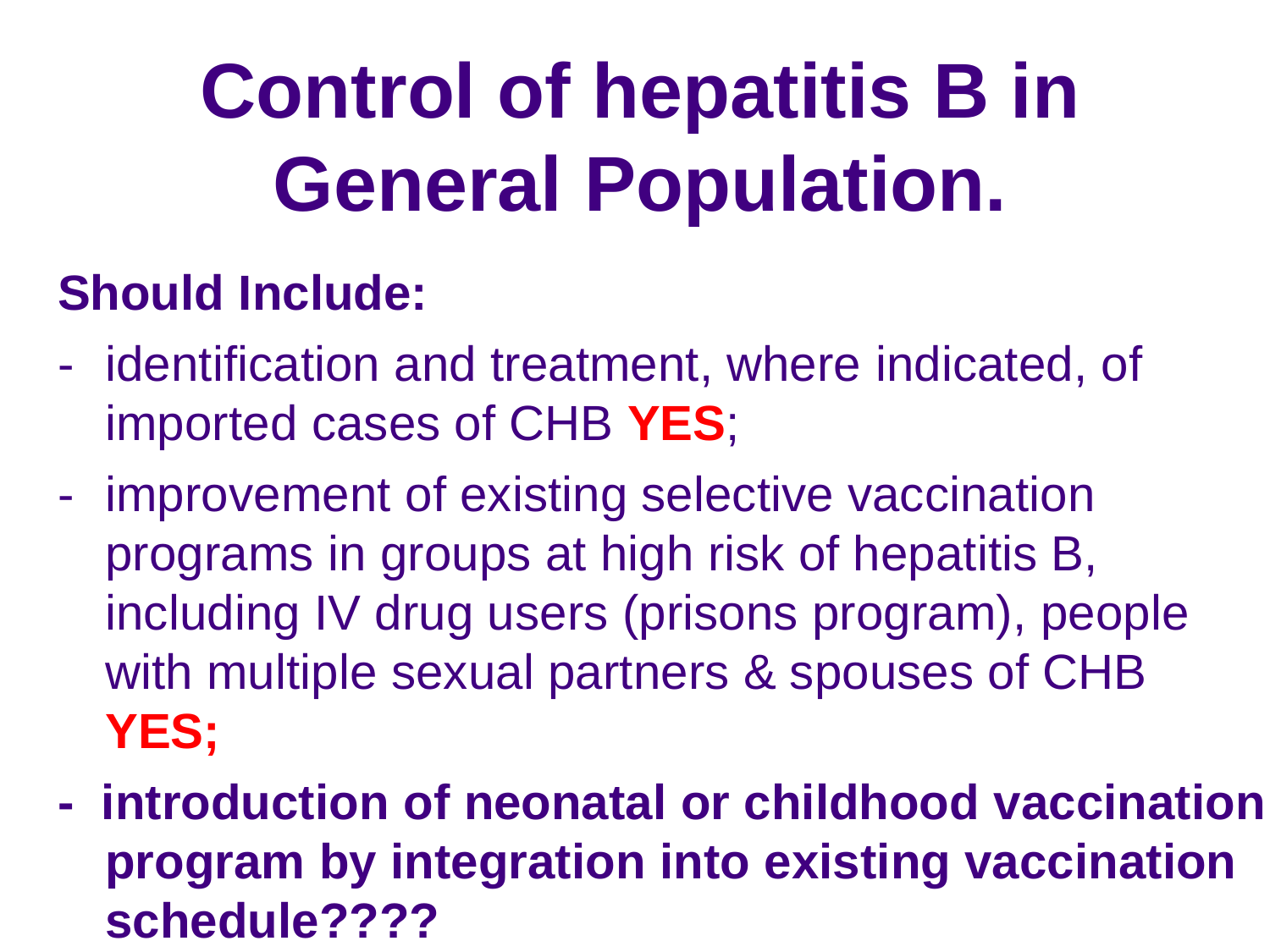# Control of hepatitis B in General Population.

**Should Include:**

- identification and treatment, where indicated, of imported cases of CHB **YES**;
- improvement of existing selective vaccination programs in groups at high risk of hepatitis B, including IV drug users (prisons program), people with multiple sexual partners & spouses of CHB **YES;**
- **introduction of neonatal or childhood vaccination program by integration into existing vaccination schedule????**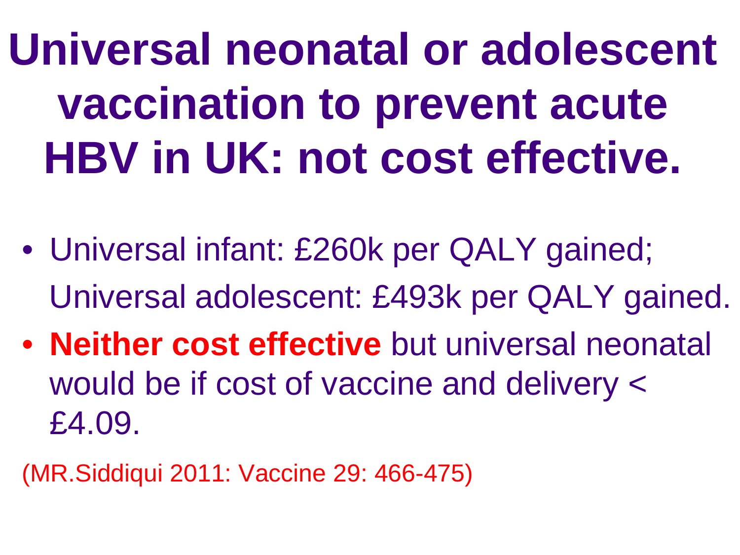# Universal neonatal or adolescent vaccination to prevent acute HBV in UK: not cost effective.

- Universal infant: £260k per QALY gained;
  Universal adolescent: £493k per QALY gained.
- **Neither cost effective** but universal neonatal would be if cost of vaccine and delivery < £4.09.

(MR.Siddiqui 2011: Vaccine 29: 466-475)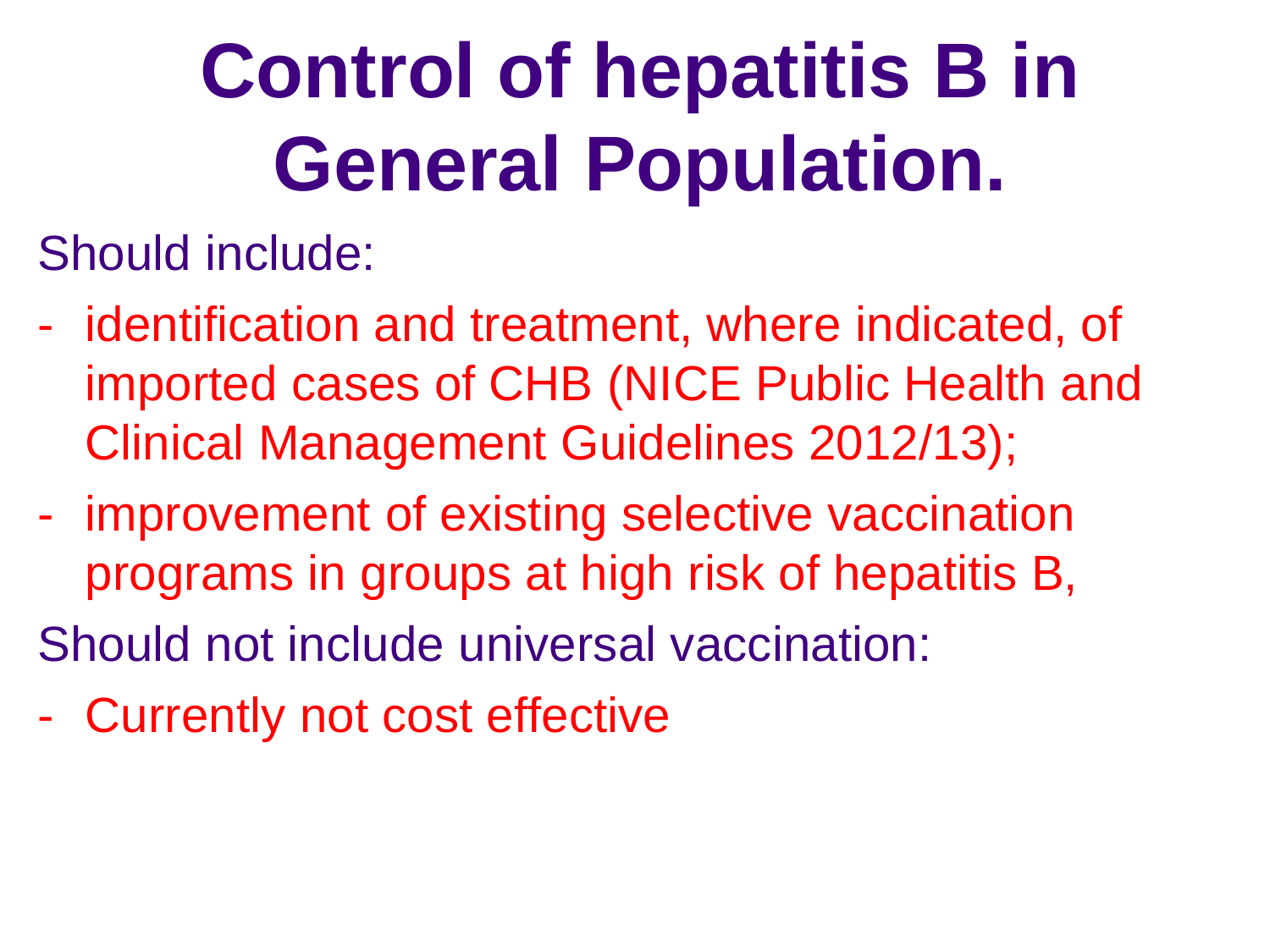# Control of hepatitis B in General Population.

Should include:

- identification and treatment, where indicated, of imported cases of CHB (NICE Public Health and Clinical Management Guidelines 2012/13);
- improvement of existing selective vaccination programs in groups at high risk of hepatitis B,

Should not include universal vaccination:

- Currently not cost effective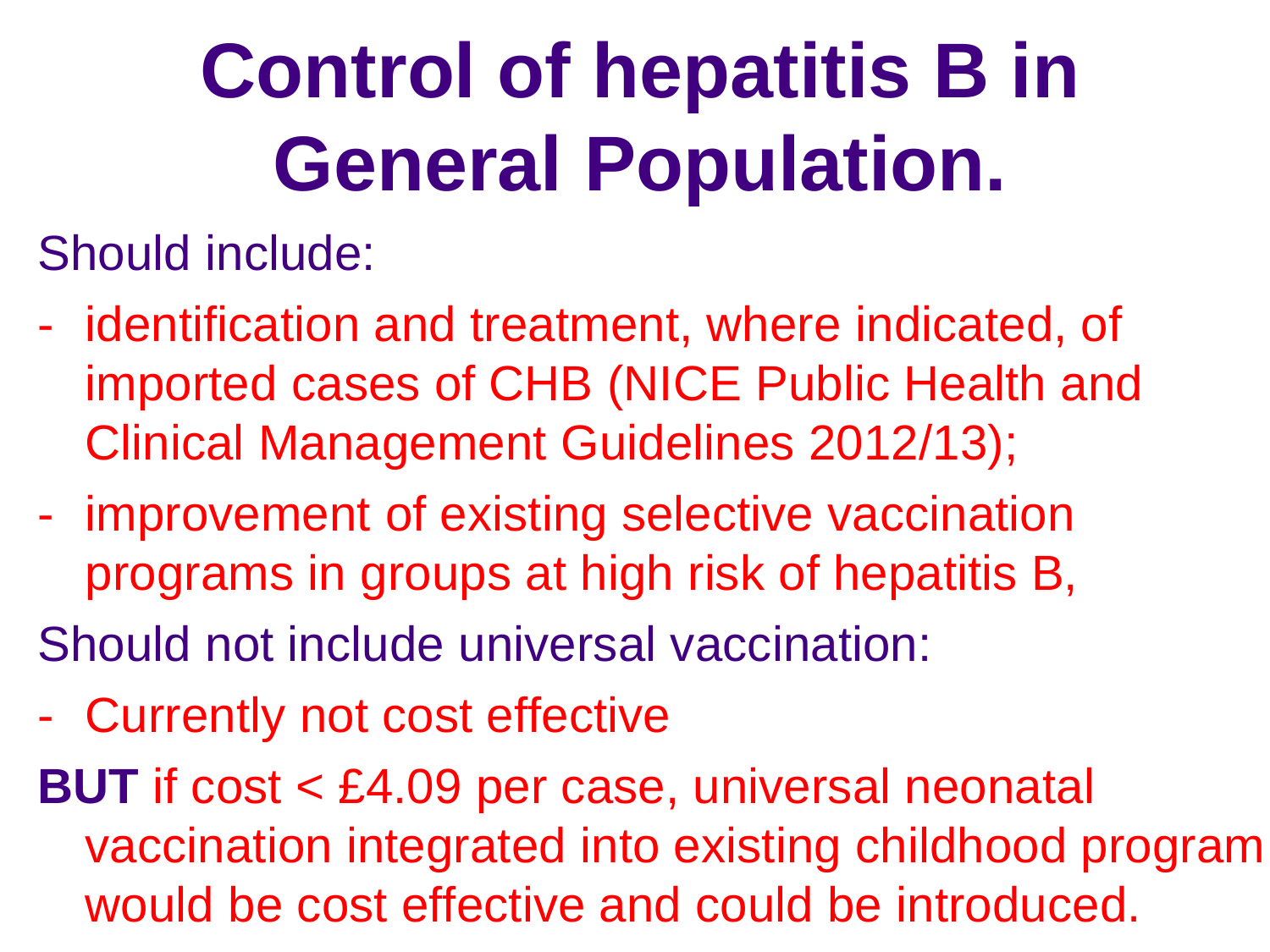# Control of hepatitis B in General Population.

Should include:

- identification and treatment, where indicated, of imported cases of CHB (NICE Public Health and Clinical Management Guidelines 2012/13);
- improvement of existing selective vaccination programs in groups at high risk of hepatitis B,

Should not include universal vaccination:

- Currently not cost effective

**BUT** if cost < £4.09 per case, universal neonatal vaccination integrated into existing childhood program would be cost effective and could be introduced.